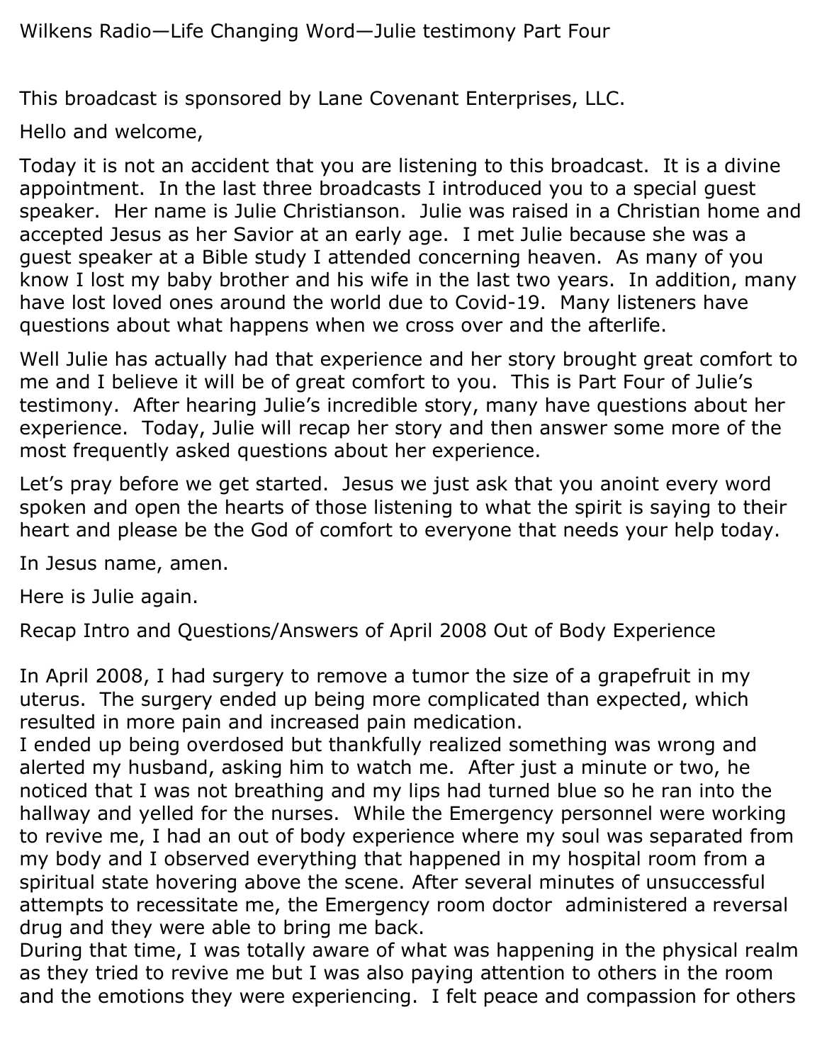Wilkens Radio—Life Changing Word—Julie testimony Part Four

This broadcast is sponsored by Lane Covenant Enterprises, LLC.

Hello and welcome,

Today it is not an accident that you are listening to this broadcast. It is a divine appointment. In the last three broadcasts I introduced you to a special guest speaker. Her name is Julie Christianson. Julie was raised in a Christian home and accepted Jesus as her Savior at an early age. I met Julie because she was a guest speaker at a Bible study I attended concerning heaven. As many of you know I lost my baby brother and his wife in the last two years. In addition, many have lost loved ones around the world due to Covid-19. Many listeners have questions about what happens when we cross over and the afterlife.

Well Julie has actually had that experience and her story brought great comfort to me and I believe it will be of great comfort to you. This is Part Four of Julie's testimony. After hearing Julie's incredible story, many have questions about her experience. Today, Julie will recap her story and then answer some more of the most frequently asked questions about her experience.

Let's pray before we get started. Jesus we just ask that you anoint every word spoken and open the hearts of those listening to what the spirit is saying to their heart and please be the God of comfort to everyone that needs your help today.

In Jesus name, amen.

Here is Julie again.

Recap Intro and Questions/Answers of April 2008 Out of Body Experience

In April 2008, I had surgery to remove a tumor the size of a grapefruit in my uterus. The surgery ended up being more complicated than expected, which resulted in more pain and increased pain medication.
I ended up being overdosed but thankfully realized something was wrong and alerted my husband, asking him to watch me. After just a minute or two, he noticed that I was not breathing and my lips had turned blue so he ran into the hallway and yelled for the nurses. While the Emergency personnel were working to revive me, I had an out of body experience where my soul was separated from my body and I observed everything that happened in my hospital room from a spiritual state hovering above the scene. After several minutes of unsuccessful attempts to recessitate me, the Emergency room doctor administered a reversal drug and they were able to bring me back.
During that time, I was totally aware of what was happening in the physical realm as they tried to revive me but I was also paying attention to others in the room and the emotions they were experiencing. I felt peace and compassion for others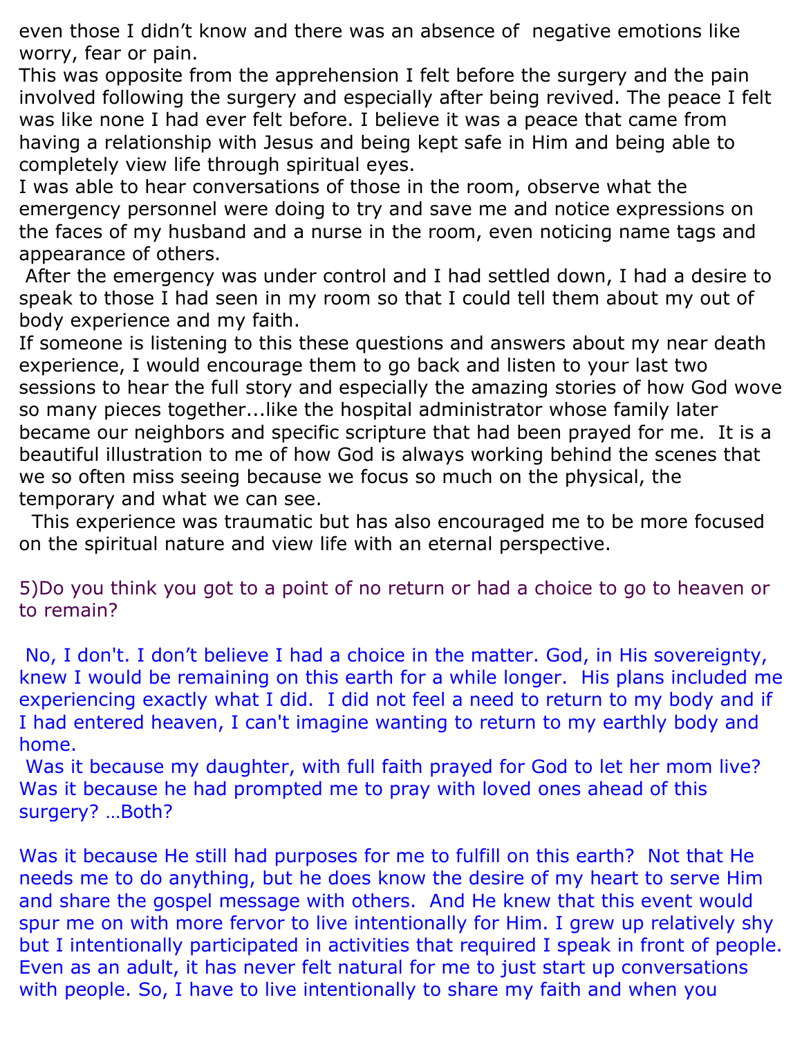even those I didn't know and there was an absence of negative emotions like worry, fear or pain.

This was opposite from the apprehension I felt before the surgery and the pain involved following the surgery and especially after being revived. The peace I felt was like none I had ever felt before. I believe it was a peace that came from having a relationship with Jesus and being kept safe in Him and being able to completely view life through spiritual eyes.

I was able to hear conversations of those in the room, observe what the emergency personnel were doing to try and save me and notice expressions on the faces of my husband and a nurse in the room, even noticing name tags and appearance of others.

After the emergency was under control and I had settled down, I had a desire to speak to those I had seen in my room so that I could tell them about my out of body experience and my faith.

If someone is listening to this these questions and answers about my near death experience, I would encourage them to go back and listen to your last two sessions to hear the full story and especially the amazing stories of how God wove so many pieces together...like the hospital administrator whose family later became our neighbors and specific scripture that had been prayed for me. It is a beautiful illustration to me of how God is always working behind the scenes that we so often miss seeing because we focus so much on the physical, the temporary and what we can see.

This experience was traumatic but has also encouraged me to be more focused on the spiritual nature and view life with an eternal perspective.

5)Do you think you got to a point of no return or had a choice to go to heaven or to remain?

No, I don't. I don't believe I had a choice in the matter. God, in His sovereignty, knew I would be remaining on this earth for a while longer. His plans included me experiencing exactly what I did. I did not feel a need to return to my body and if I had entered heaven, I can't imagine wanting to return to my earthly body and home.

Was it because my daughter, with full faith prayed for God to let her mom live? Was it because he had prompted me to pray with loved ones ahead of this surgery? …Both?

Was it because He still had purposes for me to fulfill on this earth? Not that He needs me to do anything, but he does know the desire of my heart to serve Him and share the gospel message with others. And He knew that this event would spur me on with more fervor to live intentionally for Him. I grew up relatively shy but I intentionally participated in activities that required I speak in front of people. Even as an adult, it has never felt natural for me to just start up conversations with people. So, I have to live intentionally to share my faith and when you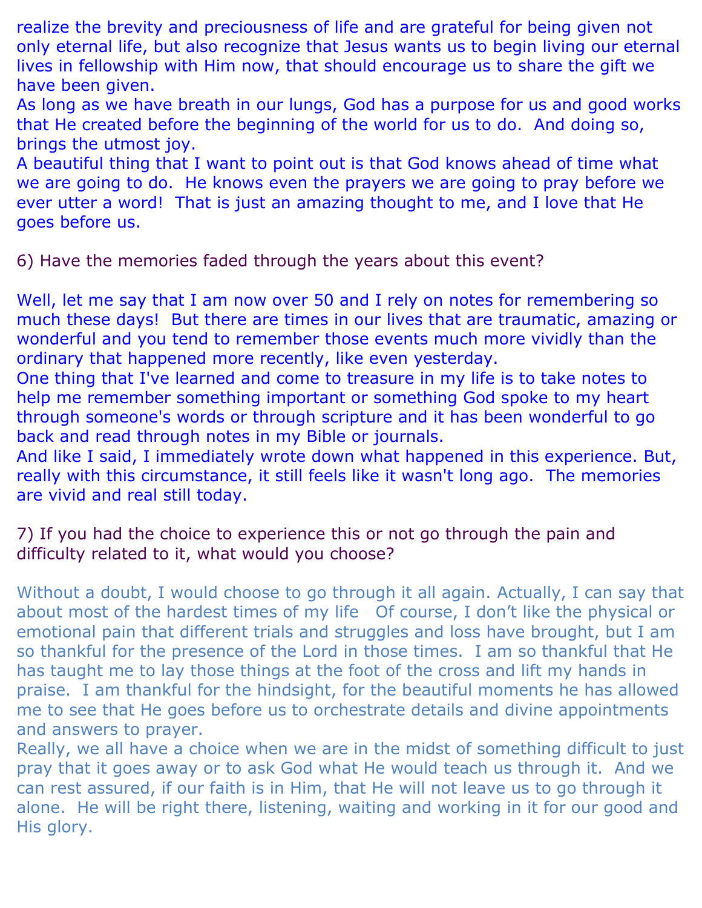realize the brevity and preciousness of life and are grateful for being given not only eternal life, but also recognize that Jesus wants us to begin living our eternal lives in fellowship with Him now, that should encourage us to share the gift we have been given.

As long as we have breath in our lungs, God has a purpose for us and good works that He created before the beginning of the world for us to do. And doing so, brings the utmost joy.

A beautiful thing that I want to point out is that God knows ahead of time what we are going to do. He knows even the prayers we are going to pray before we ever utter a word! That is just an amazing thought to me, and I love that He goes before us.

6) Have the memories faded through the years about this event?

Well, let me say that I am now over 50 and I rely on notes for remembering so much these days! But there are times in our lives that are traumatic, amazing or wonderful and you tend to remember those events much more vividly than the ordinary that happened more recently, like even yesterday.

One thing that I've learned and come to treasure in my life is to take notes to help me remember something important or something God spoke to my heart through someone's words or through scripture and it has been wonderful to go back and read through notes in my Bible or journals.

And like I said, I immediately wrote down what happened in this experience. But, really with this circumstance, it still feels like it wasn't long ago. The memories are vivid and real still today.

7) If you had the choice to experience this or not go through the pain and difficulty related to it, what would you choose?

Without a doubt, I would choose to go through it all again. Actually, I can say that about most of the hardest times of my life Of course, I don't like the physical or emotional pain that different trials and struggles and loss have brought, but I am so thankful for the presence of the Lord in those times. I am so thankful that He has taught me to lay those things at the foot of the cross and lift my hands in praise. I am thankful for the hindsight, for the beautiful moments he has allowed me to see that He goes before us to orchestrate details and divine appointments and answers to prayer.

Really, we all have a choice when we are in the midst of something difficult to just pray that it goes away or to ask God what He would teach us through it. And we can rest assured, if our faith is in Him, that He will not leave us to go through it alone. He will be right there, listening, waiting and working in it for our good and His glory.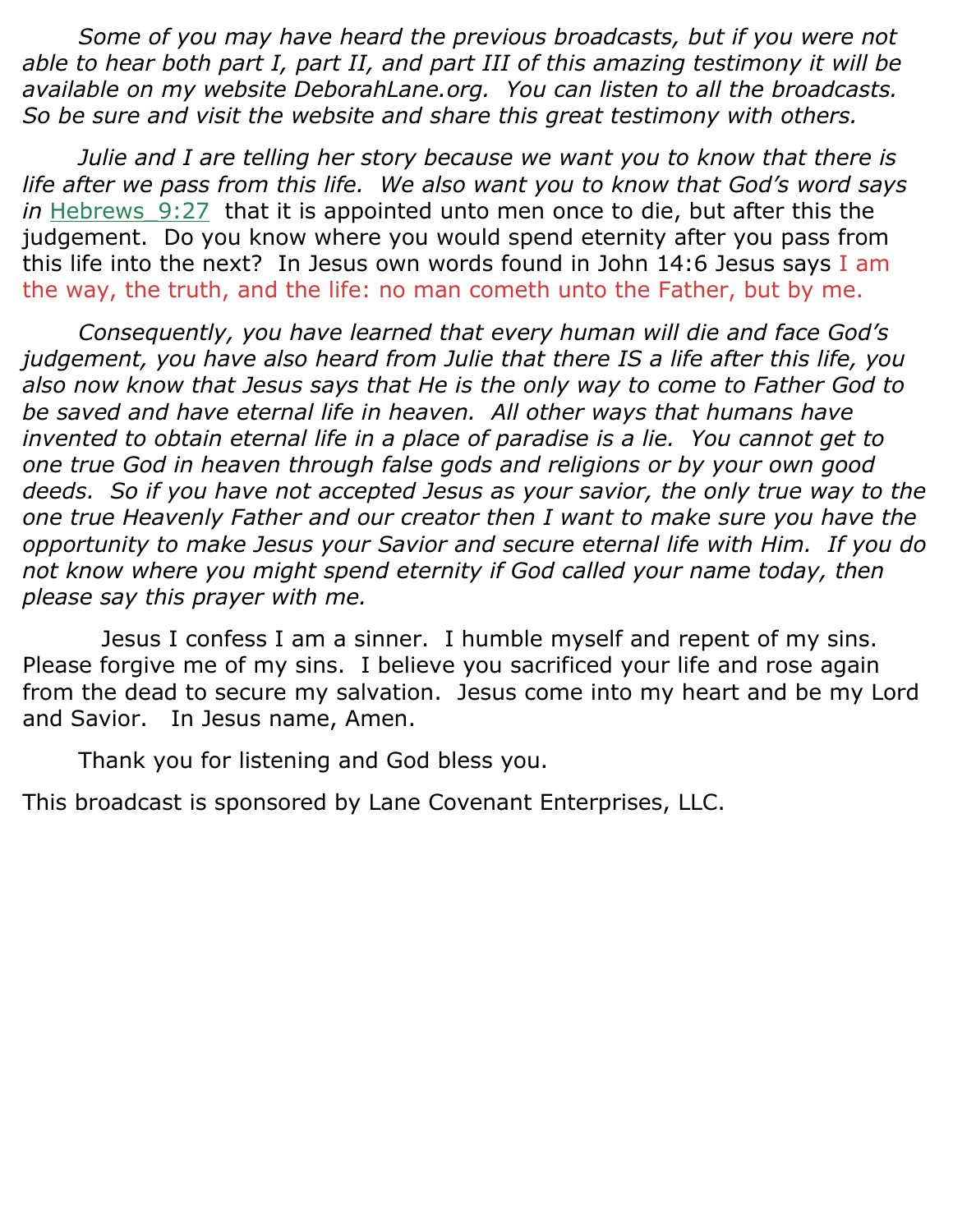*Some of you may have heard the previous broadcasts, but if you were not able to hear both part I, part II, and part III of this amazing testimony it will be available on my website DeborahLane.org. You can listen to all the broadcasts. So be sure and visit the website and share this great testimony with others.*

*Julie and I are telling her story because we want you to know that there is life after we pass from this life. We also want you to know that God's word says in* Hebrews_9:27 that it is appointed unto men once to die, but after this the judgement. Do you know where you would spend eternity after you pass from this life into the next? In Jesus own words found in John 14:6 Jesus says I am the way, the truth, and the life: no man cometh unto the Father, but by me.

*Consequently, you have learned that every human will die and face God's judgement, you have also heard from Julie that there IS a life after this life, you also now know that Jesus says that He is the only way to come to Father God to be saved and have eternal life in heaven. All other ways that humans have invented to obtain eternal life in a place of paradise is a lie. You cannot get to one true God in heaven through false gods and religions or by your own good deeds. So if you have not accepted Jesus as your savior, the only true way to the one true Heavenly Father and our creator then I want to make sure you have the opportunity to make Jesus your Savior and secure eternal life with Him. If you do not know where you might spend eternity if God called your name today, then please say this prayer with me.*

Jesus I confess I am a sinner. I humble myself and repent of my sins. Please forgive me of my sins. I believe you sacrificed your life and rose again from the dead to secure my salvation. Jesus come into my heart and be my Lord and Savior. In Jesus name, Amen.

Thank you for listening and God bless you.

This broadcast is sponsored by Lane Covenant Enterprises, LLC.